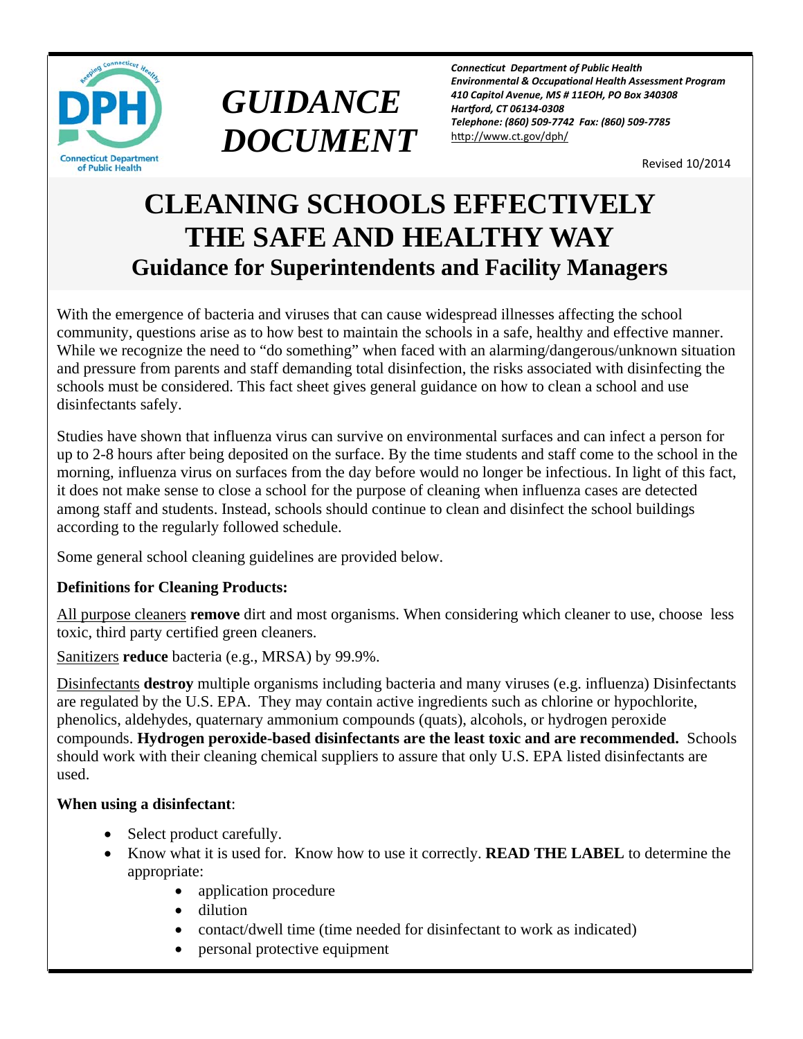*Connecticut Department of Public Health*
*Environmental & Occupational Health Assessment Program*
*410 Capitol Avenue, MS # 11EOH, PO Box 340308*
*Hartford, CT 06134-0308*
*Telephone: (860) 509-7742 Fax: (860) 509-7785*
http://www.ct.gov/dph/

# *GUIDANCE DOCUMENT*

Revised 10/2014

# CLEANING SCHOOLS EFFECTIVELY THE SAFE AND HEALTHY WAY

## Guidance for Superintendents and Facility Managers

With the emergence of bacteria and viruses that can cause widespread illnesses affecting the school community, questions arise as to how best to maintain the schools in a safe, healthy and effective manner. While we recognize the need to "do something" when faced with an alarming/dangerous/unknown situation and pressure from parents and staff demanding total disinfection, the risks associated with disinfecting the schools must be considered. This fact sheet gives general guidance on how to clean a school and use disinfectants safely.

Studies have shown that influenza virus can survive on environmental surfaces and can infect a person for up to 2-8 hours after being deposited on the surface. By the time students and staff come to the school in the morning, influenza virus on surfaces from the day before would no longer be infectious. In light of this fact, it does not make sense to close a school for the purpose of cleaning when influenza cases are detected among staff and students. Instead, schools should continue to clean and disinfect the school buildings according to the regularly followed schedule.

Some general school cleaning guidelines are provided below.

**Definitions for Cleaning Products:**

All purpose cleaners **remove** dirt and most organisms. When considering which cleaner to use, choose less toxic, third party certified green cleaners.

Sanitizers **reduce** bacteria (e.g., MRSA) by 99.9%.

Disinfectants **destroy** multiple organisms including bacteria and many viruses (e.g. influenza) Disinfectants are regulated by the U.S. EPA. They may contain active ingredients such as chlorine or hypochlorite, phenolics, aldehydes, quaternary ammonium compounds (quats), alcohols, or hydrogen peroxide compounds. **Hydrogen peroxide-based disinfectants are the least toxic and are recommended.** Schools should work with their cleaning chemical suppliers to assure that only U.S. EPA listed disinfectants are used.

**When using a disinfectant**:

- Select product carefully.
- Know what it is used for. Know how to use it correctly. **READ THE LABEL** to determine the appropriate:
    - application procedure
    - dilution
    - contact/dwell time (time needed for disinfectant to work as indicated)
    - personal protective equipment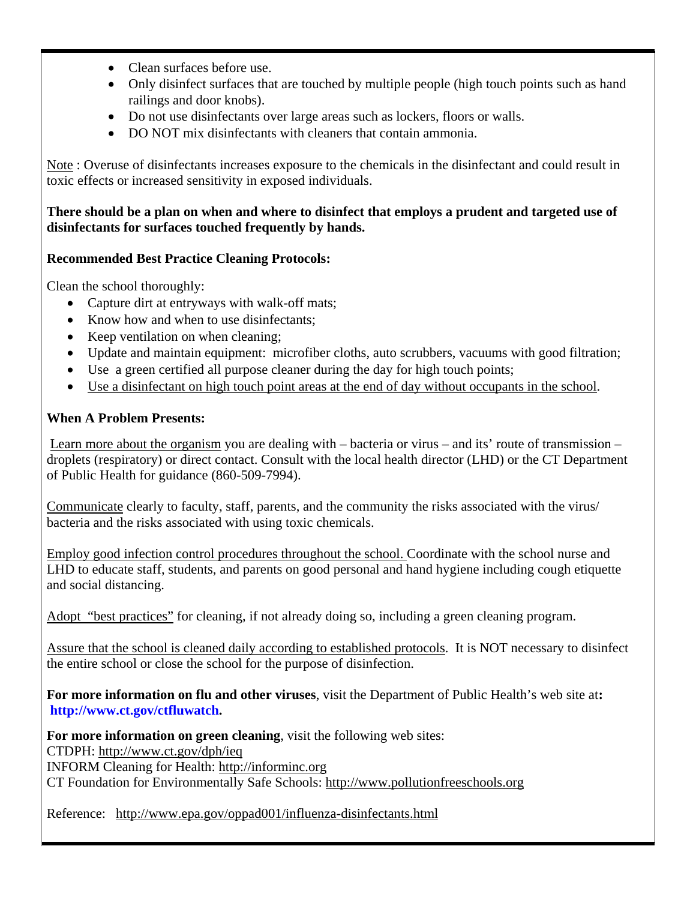- Clean surfaces before use.
- Only disinfect surfaces that are touched by multiple people (high touch points such as hand railings and door knobs).
- Do not use disinfectants over large areas such as lockers, floors or walls.
- DO NOT mix disinfectants with cleaners that contain ammonia.

Note : Overuse of disinfectants increases exposure to the chemicals in the disinfectant and could result in toxic effects or increased sensitivity in exposed individuals.

**There should be a plan on when and where to disinfect that employs a prudent and targeted use of disinfectants for surfaces touched frequently by hands.**

**Recommended Best Practice Cleaning Protocols:**

Clean the school thoroughly:

- Capture dirt at entryways with walk-off mats;
- Know how and when to use disinfectants;
- Keep ventilation on when cleaning;
- Update and maintain equipment: microfiber cloths, auto scrubbers, vacuums with good filtration;
- Use a green certified all purpose cleaner during the day for high touch points;
- Use a disinfectant on high touch point areas at the end of day without occupants in the school.

**When A Problem Presents:**

Learn more about the organism you are dealing with – bacteria or virus – and its' route of transmission – droplets (respiratory) or direct contact. Consult with the local health director (LHD) or the CT Department of Public Health for guidance (860-509-7994).

Communicate clearly to faculty, staff, parents, and the community the risks associated with the virus/ bacteria and the risks associated with using toxic chemicals.

Employ good infection control procedures throughout the school. Coordinate with the school nurse and LHD to educate staff, students, and parents on good personal and hand hygiene including cough etiquette and social distancing.

Adopt "best practices" for cleaning, if not already doing so, including a green cleaning program.

Assure that the school is cleaned daily according to established protocols. It is NOT necessary to disinfect the entire school or close the school for the purpose of disinfection.

**For more information on flu and other viruses**, visit the Department of Public Health's web site at**:** **http://www.ct.gov/ctfluwatch.**

**For more information on green cleaning**, visit the following web sites:
CTDPH: http://www.ct.gov/dph/ieq
INFORM Cleaning for Health: http://informinc.org
CT Foundation for Environmentally Safe Schools: http://www.pollutionfreeschools.org

Reference: http://www.epa.gov/oppad001/influenza-disinfectants.html